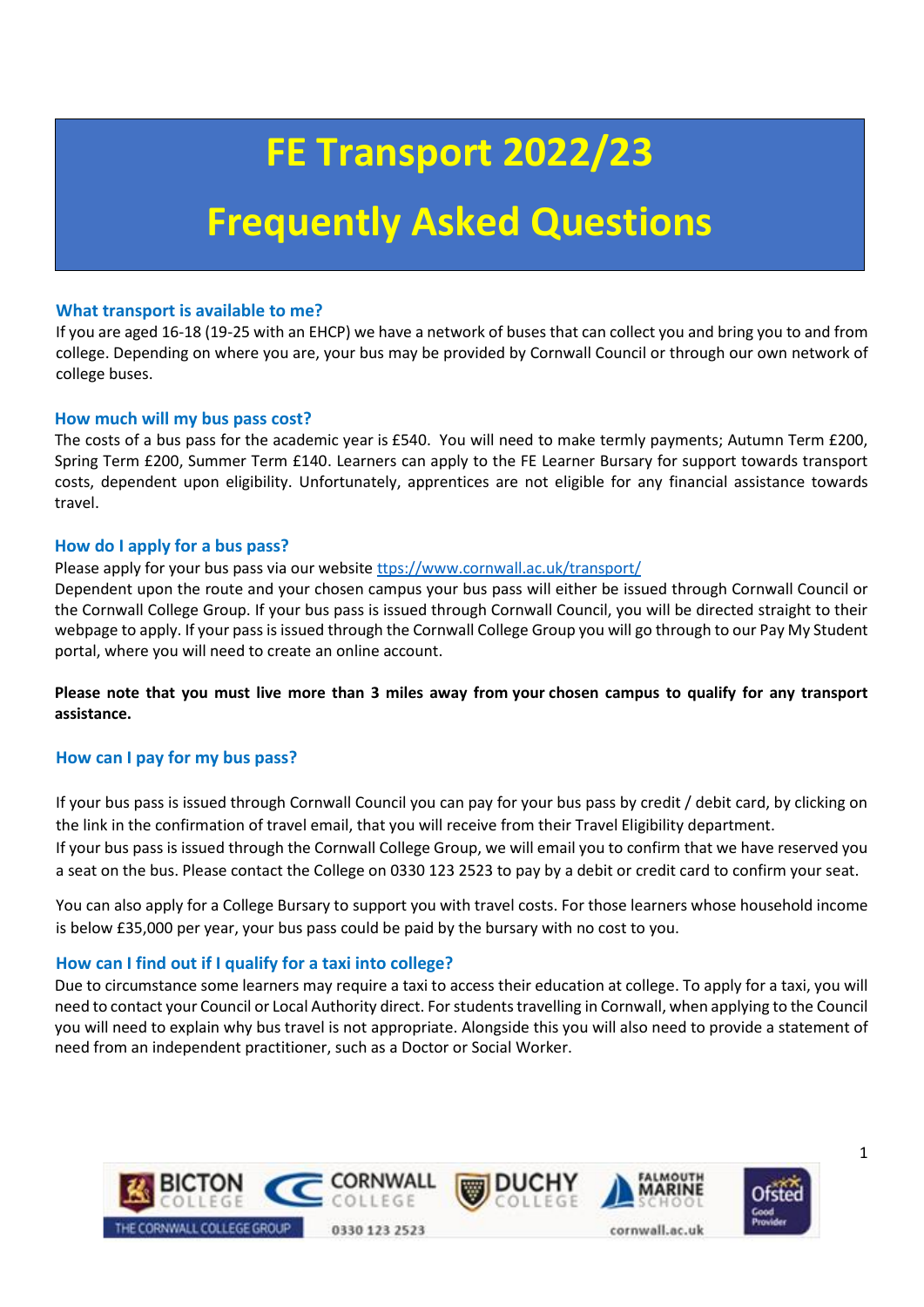# FE Transport 2022/23

# Frequently Asked Questions

### What transport is available to me?

If you are aged 16-18 (19-25 with an EHCP) we have a network of buses that can collect you and bring you to and from college. Depending on where you are, your bus may be provided by Cornwall Council or through our own network of college buses.

### How much will my bus pass cost?

The costs of a bus pass for the academic year is £540. You will need to make termly payments; Autumn Term £200, Spring Term £200, Summer Term £140. Learners can apply to the FE Learner Bursary for support towards transport costs, dependent upon eligibility. Unfortunately, apprentices are not eligible for any financial assistance towards travel.

### How do I apply for a bus pass?

Please apply for your bus pass via our website [ttps://www.cornwall.ac.uk/transport/](ttps://www.cornwall.ac.uk/transport/)

Dependent upon the route and your chosen campus your bus pass will either be issued through Cornwall Council or the Cornwall College Group. If your bus pass is issued through Cornwall Council, you will be directed straight to their webpage to apply. If your pass is issued through the Cornwall College Group you will go through to our Pay My Student portal, where you will need to create an online account.

**Please note that you must live more than 3 miles away from your chosen campus to qualify for any transport assistance.**

### How can I pay for my bus pass?

If your bus pass is issued through Cornwall Council you can pay for your bus pass by credit / debit card, by clicking on the link in the confirmation of travel email, that you will receive from their Travel Eligibility department.

If your bus pass is issued through the Cornwall College Group, we will email you to confirm that we have reserved you a seat on the bus. Please contact the College on 0330 123 2523 to pay by a debit or credit card to confirm your seat.

You can also apply for a College Bursary to support you with travel costs. For those learners whose household income is below £35,000 per year, your bus pass could be paid by the bursary with no cost to you.

### How can I find out if I qualify for a taxi into college?

Due to circumstance some learners may require a taxi to access their education at college. To apply for a taxi, you will need to contact your Council or Local Authority direct. For students travelling in Cornwall, when applying to the Council you will need to explain why bus travel is not appropriate. Alongside this you will also need to provide a statement of need from an independent practitioner, such as a Doctor or Social Worker.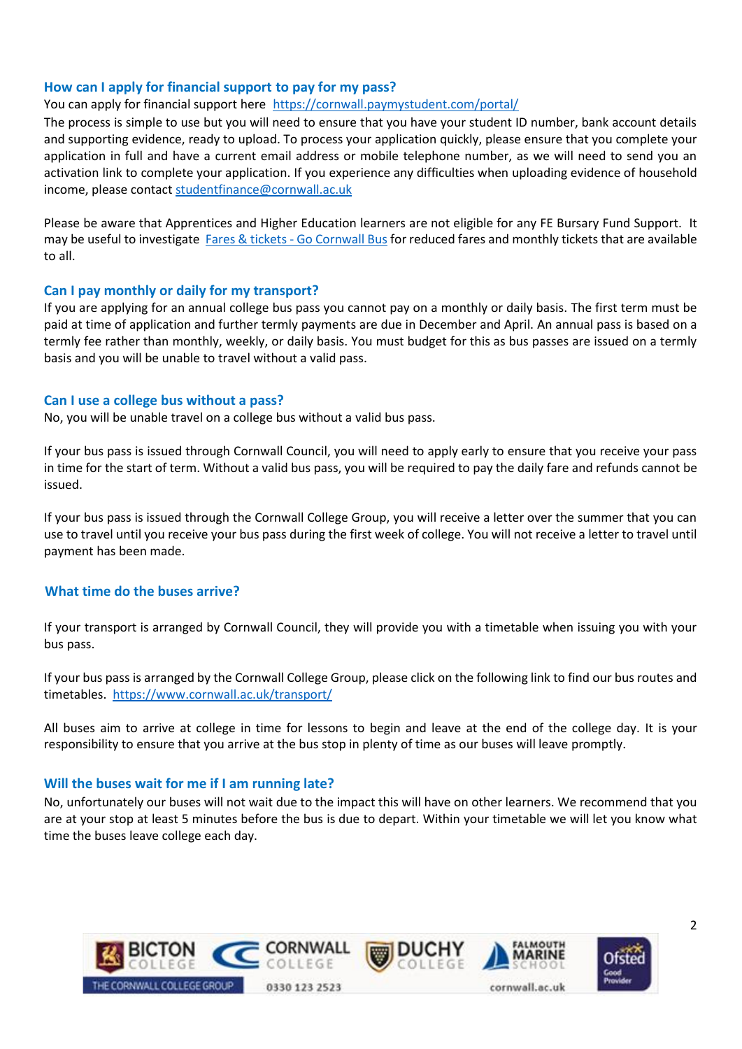### How can I apply for financial support to pay for my pass?

You can apply for financial support here [https://cornwall.paymystudent.com/portal/](https://cornwall.paymystudent.com/portal/)

The process is simple to use but you will need to ensure that you have your student ID number, bank account details and supporting evidence, ready to upload. To process your application quickly, please ensure that you complete your application in full and have a current email address or mobile telephone number, as we will need to send you an activation link to complete your application. If you experience any difficulties when uploading evidence of household income, please contact [studentfinance@cornwall.ac.uk](mailto:studentfinance@cornwall.ac.uk)

Please be aware that Apprentices and Higher Education learners are not eligible for any FE Bursary Fund Support. It may be useful to investigate Fares & tickets - Go Cornwall Bus for reduced fares and monthly tickets that are available to all.

### Can I pay monthly or daily for my transport?

If you are applying for an annual college bus pass you cannot pay on a monthly or daily basis. The first term must be paid at time of application and further termly payments are due in December and April. An annual pass is based on a termly fee rather than monthly, weekly, or daily basis. You must budget for this as bus passes are issued on a termly basis and you will be unable to travel without a valid pass.

### Can I use a college bus without a pass?

No, you will be unable travel on a college bus without a valid bus pass.

If your bus pass is issued through Cornwall Council, you will need to apply early to ensure that you receive your pass in time for the start of term. Without a valid bus pass, you will be required to pay the daily fare and refunds cannot be issued.

If your bus pass is issued through the Cornwall College Group, you will receive a letter over the summer that you can use to travel until you receive your bus pass during the first week of college. You will not receive a letter to travel until payment has been made.

### What time do the buses arrive?

If your transport is arranged by Cornwall Council, they will provide you with a timetable when issuing you with your bus pass.

If your bus pass is arranged by the Cornwall College Group, please click on the following link to find our bus routes and timetables. [https://www.cornwall.ac.uk/transport/](https://www.cornwall.ac.uk/transport/)

All buses aim to arrive at college in time for lessons to begin and leave at the end of the college day. It is your responsibility to ensure that you arrive at the bus stop in plenty of time as our buses will leave promptly.

### Will the buses wait for me if I am running late?

No, unfortunately our buses will not wait due to the impact this will have on other learners. We recommend that you are at your stop at least 5 minutes before the bus is due to depart. Within your timetable we will let you know what time the buses leave college each day.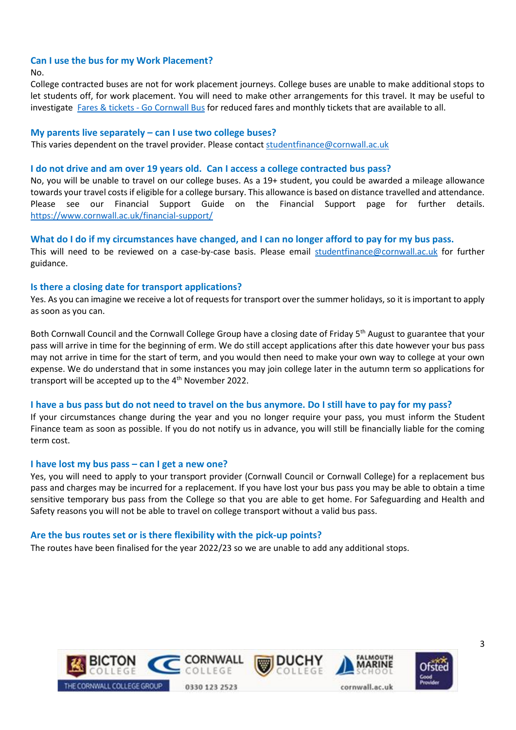### Can I use the bus for my Work Placement?

No.

College contracted buses are not for work placement journeys. College buses are unable to make additional stops to let students off, for work placement. You will need to make other arrangements for this travel. It may be useful to investigate [Fares & tickets - Go Cornwall Bus](#) for reduced fares and monthly tickets that are available to all.

### My parents live separately – can I use two college buses?

This varies dependent on the travel provider. Please contact [studentfinance@cornwall.ac.uk](mailto:studentfinance@cornwall.ac.uk)

### I do not drive and am over 19 years old. Can I access a college contracted bus pass?

No, you will be unable to travel on our college buses. As a 19+ student, you could be awarded a mileage allowance towards your travel costs if eligible for a college bursary. This allowance is based on distance travelled and attendance. Please see our Financial Support Guide on the Financial Support page for further details. [https://www.cornwall.ac.uk/financial-support/](https://www.cornwall.ac.uk/financial-support/)

### What do I do if my circumstances have changed, and I can no longer afford to pay for my bus pass.

This will need to be reviewed on a case-by-case basis. Please email [studentfinance@cornwall.ac.uk](mailto:studentfinance@cornwall.ac.uk) for further guidance.

### Is there a closing date for transport applications?

Yes. As you can imagine we receive a lot of requests for transport over the summer holidays, so it is important to apply as soon as you can.

Both Cornwall Council and the Cornwall College Group have a closing date of Friday 5th August to guarantee that your pass will arrive in time for the beginning of erm. We do still accept applications after this date however your bus pass may not arrive in time for the start of term, and you would then need to make your own way to college at your own expense. We do understand that in some instances you may join college later in the autumn term so applications for transport will be accepted up to the 4th November 2022.

### I have a bus pass but do not need to travel on the bus anymore. Do I still have to pay for my pass?

If your circumstances change during the year and you no longer require your pass, you must inform the Student Finance team as soon as possible. If you do not notify us in advance, you will still be financially liable for the coming term cost.

### I have lost my bus pass – can I get a new one?

Yes, you will need to apply to your transport provider (Cornwall Council or Cornwall College) for a replacement bus pass and charges may be incurred for a replacement. If you have lost your bus pass you may be able to obtain a time sensitive temporary bus pass from the College so that you are able to get home. For Safeguarding and Health and Safety reasons you will not be able to travel on college transport without a valid bus pass.

### Are the bus routes set or is there flexibility with the pick-up points?

The routes have been finalised for the year 2022/23 so we are unable to add any additional stops.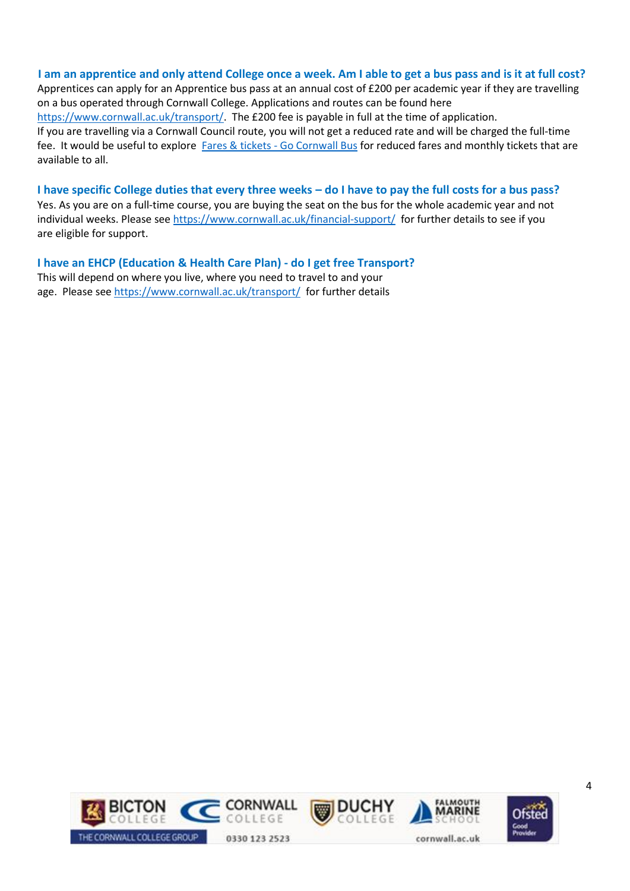### I am an apprentice and only attend College once a week. Am I able to get a bus pass and is it at full cost?

Apprentices can apply for an Apprentice bus pass at an annual cost of £200 per academic year if they are travelling on a bus operated through Cornwall College. Applications and routes can be found here https://www.cornwall.ac.uk/transport/. The £200 fee is payable in full at the time of application.
If you are travelling via a Cornwall Council route, you will not get a reduced rate and will be charged the full-time fee. It would be useful to explore Fares & tickets - Go Cornwall Bus for reduced fares and monthly tickets that are available to all.

### I have specific College duties that every three weeks – do I have to pay the full costs for a bus pass?

Yes. As you are on a full-time course, you are buying the seat on the bus for the whole academic year and not individual weeks. Please see https://www.cornwall.ac.uk/financial-support/ for further details to see if you are eligible for support.

### I have an EHCP (Education & Health Care Plan) - do I get free Transport?

This will depend on where you live, where you need to travel to and your age. Please see https://www.cornwall.ac.uk/transport/ for further details